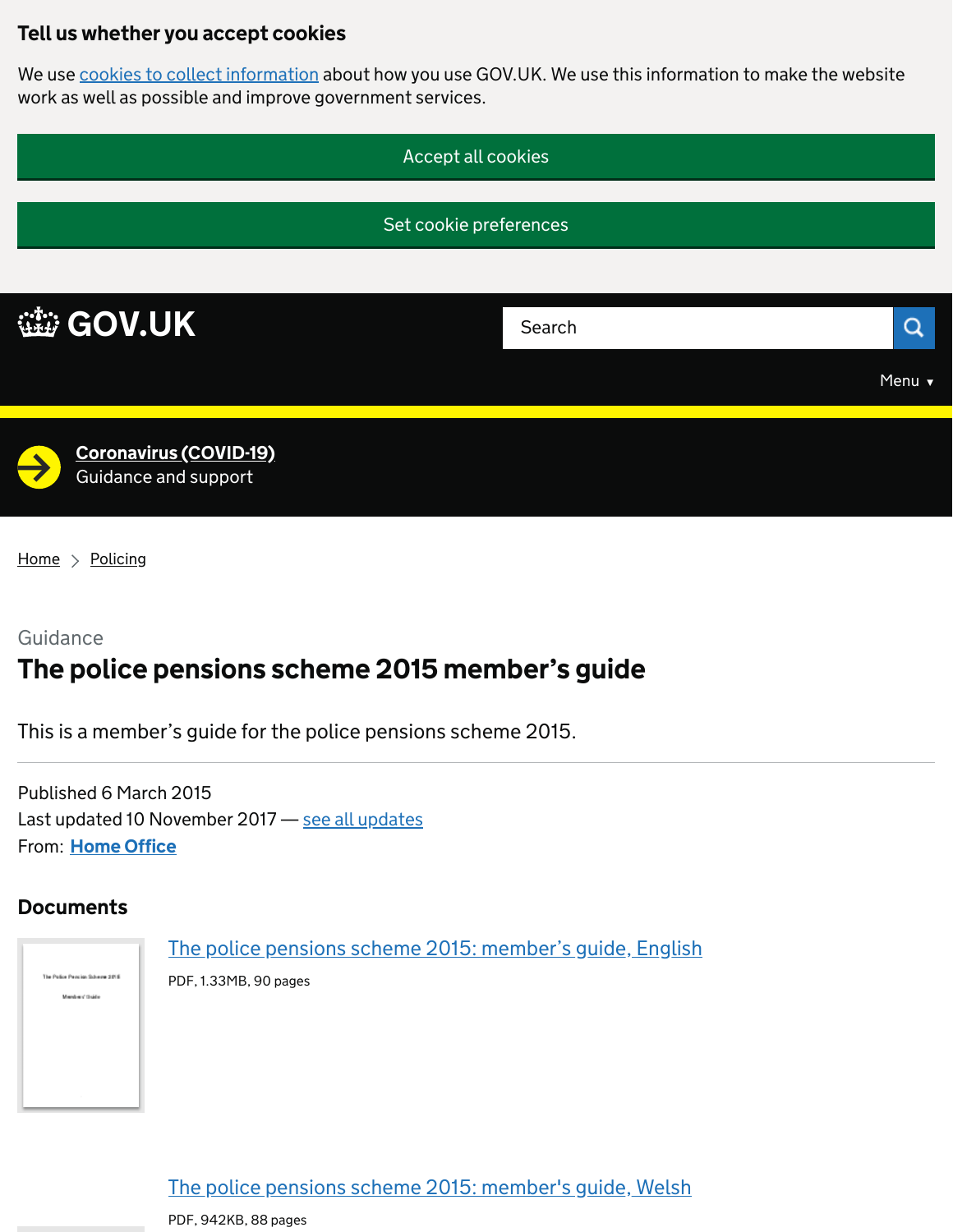## Tell us whether you accept cookies

We use cookies to collect information about how you use GOV.UK. We use this information to make the website work as well as possible and improve government services.

Accept all cookies

Set cookie preferences

GOV.UK

Search

Menu ▾

**Coronavirus (COVID-19)**
Guidance and support

Home > Policing

Guidance

# The police pensions scheme 2015 member's guide

This is a member's guide for the police pensions scheme 2015.

Published 6 March 2015
Last updated 10 November 2017 — see all updates
From: **Home Office**

## Documents

The police pensions scheme 2015: member's guide, English

PDF, 1.33MB, 90 pages

The police pensions scheme 2015: member's guide, Welsh

PDF, 942KB, 88 pages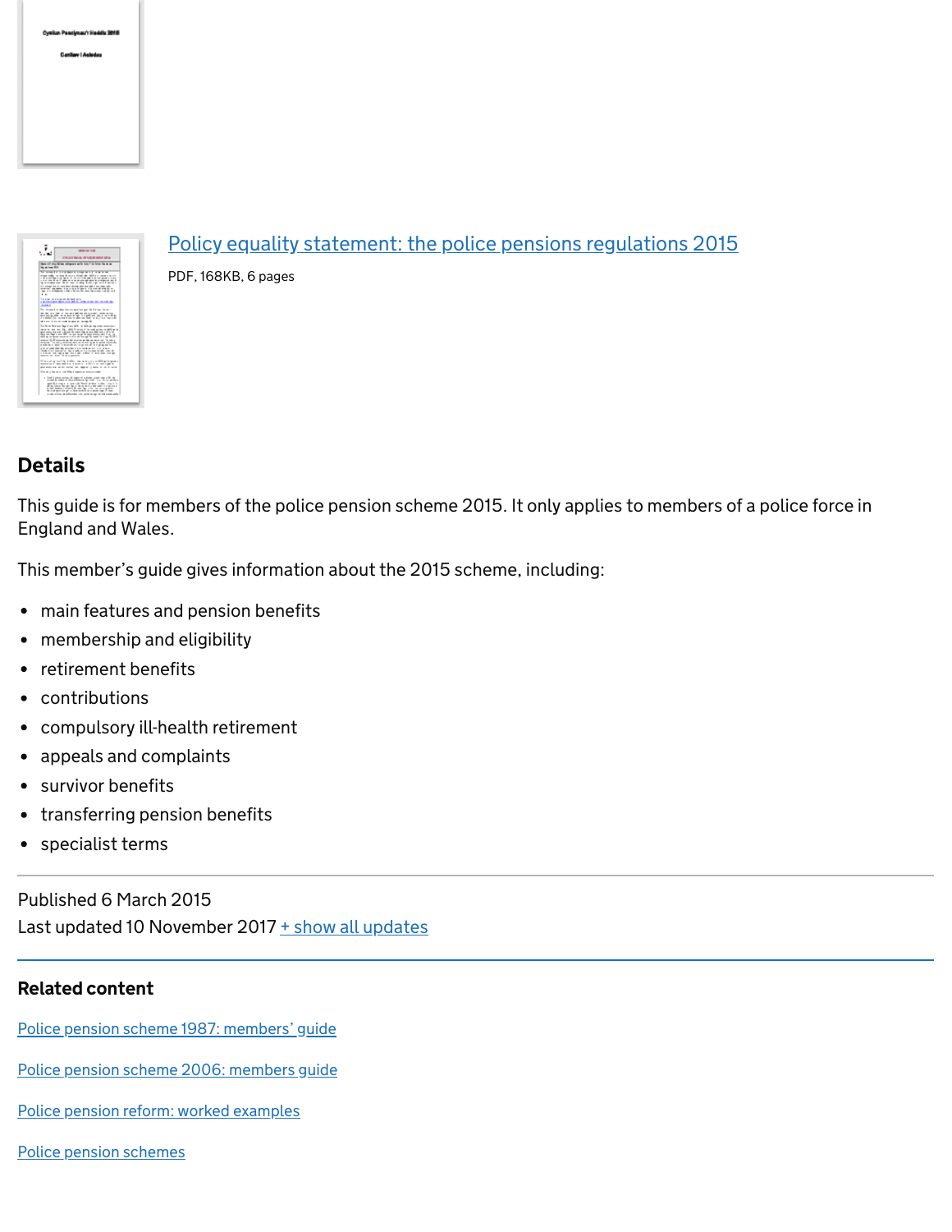[Policy equality statement: the police pensions regulations 2015](#)

PDF, 168KB, 6 pages

## Details

This guide is for members of the police pension scheme 2015. It only applies to members of a police force in England and Wales.

This member's guide gives information about the 2015 scheme, including:

- main features and pension benefits
- membership and eligibility
- retirement benefits
- contributions
- compulsory ill-health retirement
- appeals and complaints
- survivor benefits
- transferring pension benefits
- specialist terms

Published 6 March 2015
Last updated 10 November 2017 + show all updates

## Related content

Police pension scheme 1987: members' guide

Police pension scheme 2006: members guide

Police pension reform: worked examples

Police pension schemes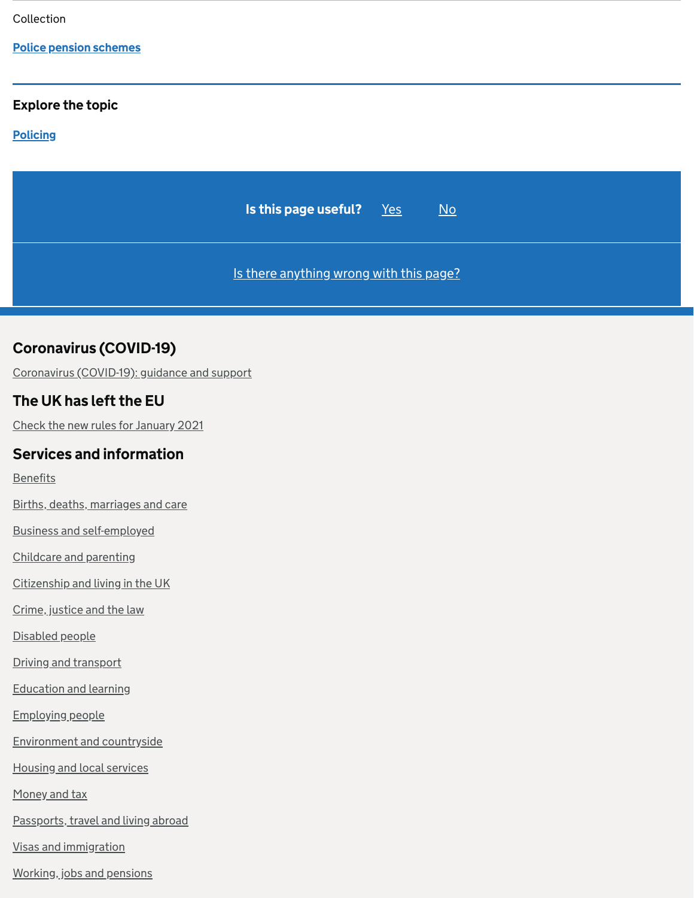Collection

**Police pension schemes**

## Explore the topic

**Policing**

**Is this page useful?** Yes No

Is there anything wrong with this page?

## Coronavirus (COVID-19)

Coronavirus (COVID-19): guidance and support

## The UK has left the EU

Check the new rules for January 2021

## Services and information

Benefits

Births, deaths, marriages and care

Business and self-employed

Childcare and parenting

Citizenship and living in the UK

Crime, justice and the law

Disabled people

Driving and transport

Education and learning

Employing people

Environment and countryside

Housing and local services

Money and tax

Passports, travel and living abroad

Visas and immigration

Working, jobs and pensions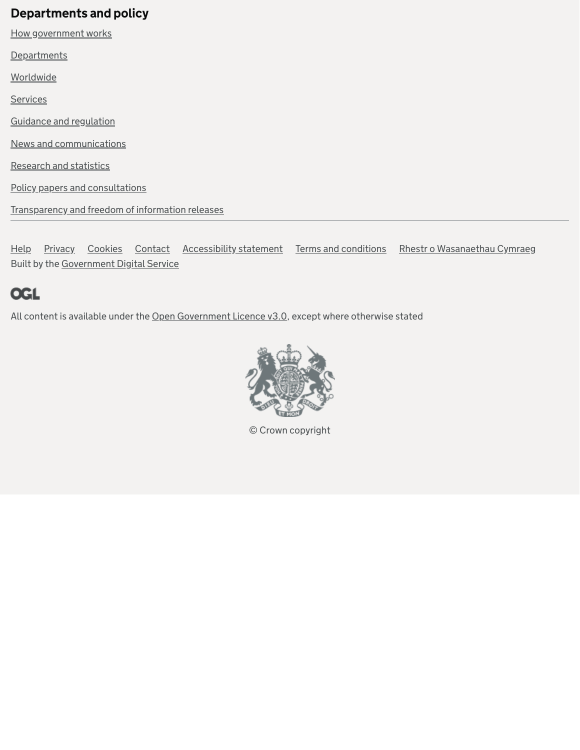## Departments and policy

How government works

Departments

Worldwide

Services

Guidance and regulation

News and communications

Research and statistics

Policy papers and consultations

Transparency and freedom of information releases

---

Help Privacy Cookies Contact Accessibility statement Terms and conditions Rhestr o Wasanaethau Cymraeg

Built by the Government Digital Service

All content is available under the Open Government Licence v3.0, except where otherwise stated

© Crown copyright